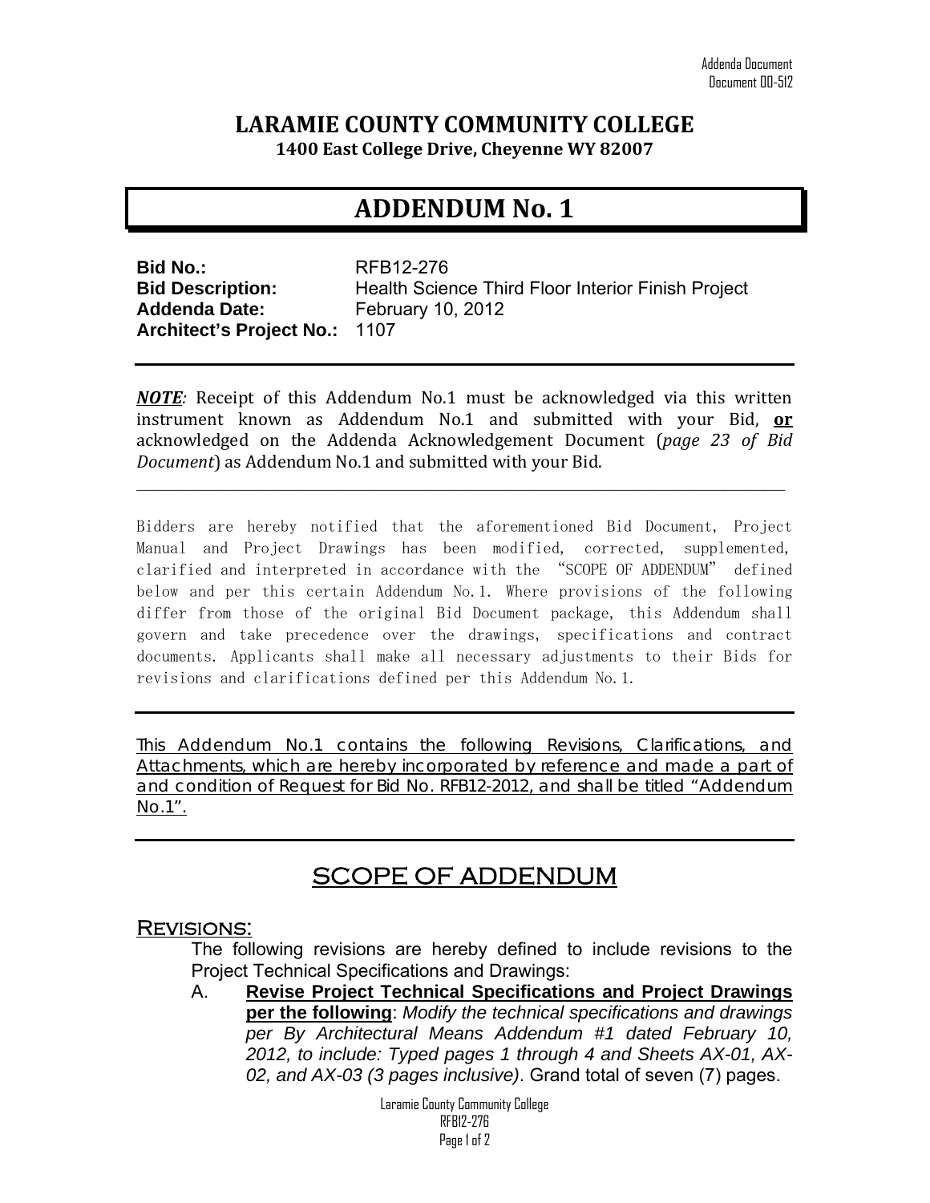Addenda Document
Document 00-512

# LARAMIE COUNTY COMMUNITY COLLEGE

**1400 East College Drive, Cheyenne WY 82007**

## ADDENDUM No. 1

**Bid No.:** RFB12-276
**Bid Description:** Health Science Third Floor Interior Finish Project
**Addenda Date:** February 10, 2012
**Architect's Project No.:** 1107

---

***NOTE**:* Receipt of this Addendum No.1 must be acknowledged via this written instrument known as Addendum No.1 and submitted with your Bid, **or** acknowledged on the Addenda Acknowledgement Document (*page 23 of Bid Document*) as Addendum No.1 and submitted with your Bid.

---

Bidders are hereby notified that the aforementioned Bid Document, Project Manual and Project Drawings has been modified, corrected, supplemented, clarified and interpreted in accordance with the "SCOPE OF ADDENDUM" defined below and per this certain Addendum No.1. Where provisions of the following differ from those of the original Bid Document package, this Addendum shall govern and take precedence over the drawings, specifications and contract documents. Applicants shall make all necessary adjustments to their Bids for revisions and clarifications defined per this Addendum No.1.

---

This Addendum No.1 contains the following Revisions, Clarifications, and Attachments, which are hereby incorporated by reference and made a part of and condition of Request for Bid No. RFB12-2012, and shall be titled "Addendum No.1".

---

## SCOPE OF ADDENDUM

### Revisions:

The following revisions are hereby defined to include revisions to the Project Technical Specifications and Drawings:

A. **Revise Project Technical Specifications and Project Drawings per the following**: *Modify the technical specifications and drawings per By Architectural Means Addendum #1 dated February 10, 2012, to include: Typed pages 1 through 4 and Sheets AX-01, AX-02, and AX-03 (3 pages inclusive)*. Grand total of seven (7) pages.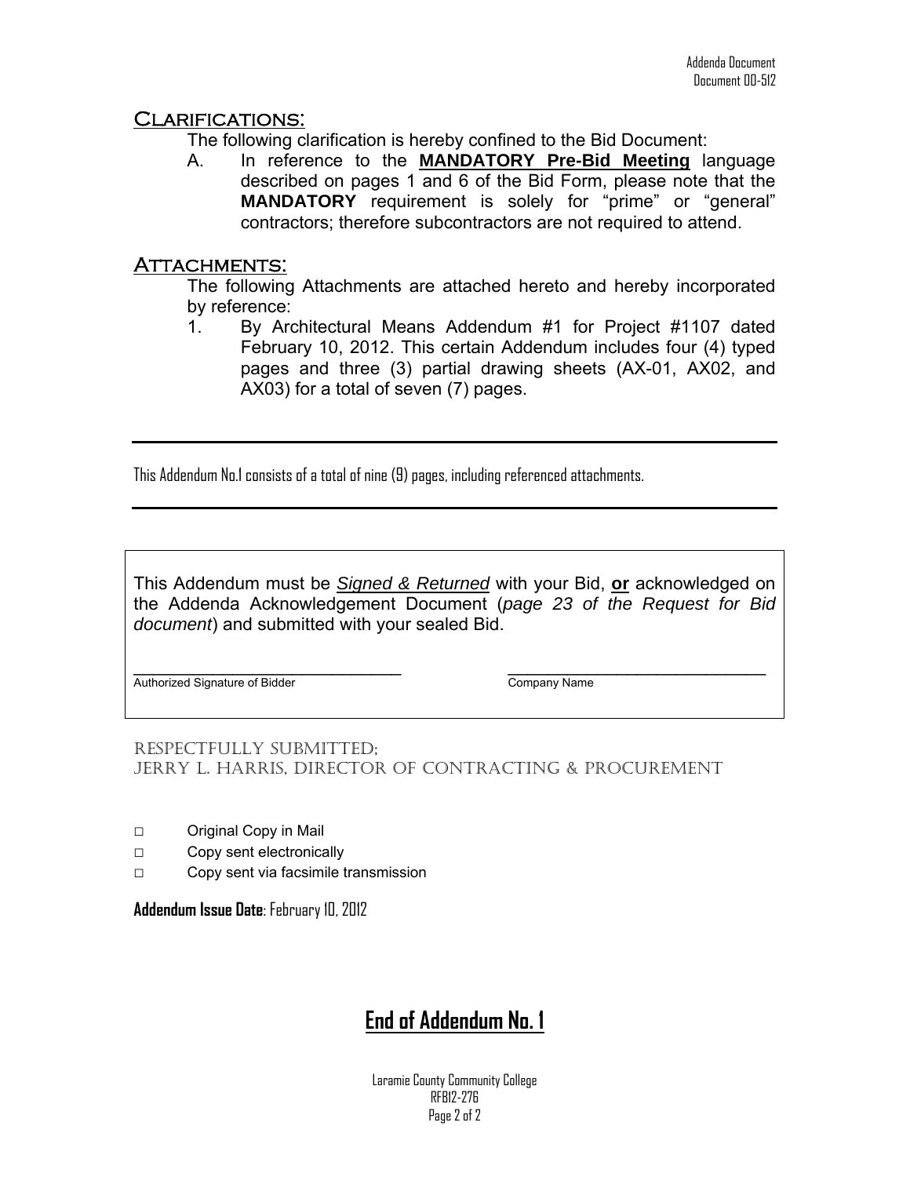## Clarifications:

The following clarification is hereby confined to the Bid Document:

A. In reference to the **MANDATORY Pre-Bid Meeting** language described on pages 1 and 6 of the Bid Form, please note that the **MANDATORY** requirement is solely for "prime" or "general" contractors; therefore subcontractors are not required to attend.

## Attachments:

The following Attachments are attached hereto and hereby incorporated by reference:

1. By Architectural Means Addendum #1 for Project #1107 dated February 10, 2012. This certain Addendum includes four (4) typed pages and three (3) partial drawing sheets (AX-01, AX02, and AX03) for a total of seven (7) pages.

---

This Addendum No.1 consists of a total of nine (9) pages, including referenced attachments.

---

This Addendum must be *Signed & Returned* with your Bid, **or** acknowledged on the Addenda Acknowledgement Document (*page 23 of the Request for Bid document*) and submitted with your sealed Bid.

_______________________________ Authorized Signature of Bidder

_______________________________ Company Name

RESPECTFULLY SUBMITTED;
JERRY L. HARRIS, DIRECTOR OF CONTRACTING & PROCUREMENT

- □ Original Copy in Mail
- □ Copy sent electronically
- □ Copy sent via facsimile transmission

**Addendum Issue Date**: February 10, 2012

# End of Addendum No. 1